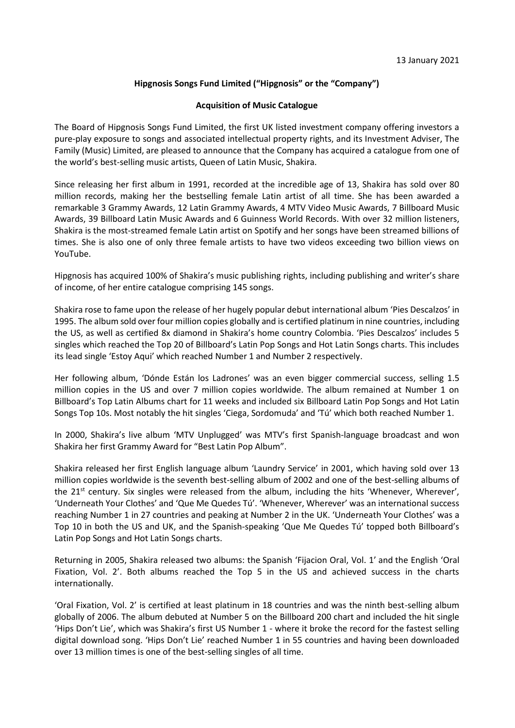13 January 2021

**Hipgnosis Songs Fund Limited ("Hipgnosis" or the "Company")**

**Acquisition of Music Catalogue**

The Board of Hipgnosis Songs Fund Limited, the first UK listed investment company offering investors a pure-play exposure to songs and associated intellectual property rights, and its Investment Adviser, The Family (Music) Limited, are pleased to announce that the Company has acquired a catalogue from one of the world's best-selling music artists, Queen of Latin Music, Shakira.

Since releasing her first album in 1991, recorded at the incredible age of 13, Shakira has sold over 80 million records, making her the bestselling female Latin artist of all time. She has been awarded a remarkable 3 Grammy Awards, 12 Latin Grammy Awards, 4 MTV Video Music Awards, 7 Billboard Music Awards, 39 Billboard Latin Music Awards and 6 Guinness World Records. With over 32 million listeners, Shakira is the most-streamed female Latin artist on Spotify and her songs have been streamed billions of times. She is also one of only three female artists to have two videos exceeding two billion views on YouTube.

Hipgnosis has acquired 100% of Shakira's music publishing rights, including publishing and writer's share of income, of her entire catalogue comprising 145 songs.

Shakira rose to fame upon the release of her hugely popular debut international album 'Pies Descalzos' in 1995. The album sold over four million copies globally and is certified platinum in nine countries, including the US, as well as certified 8x diamond in Shakira's home country Colombia. 'Pies Descalzos' includes 5 singles which reached the Top 20 of Billboard's Latin Pop Songs and Hot Latin Songs charts. This includes its lead single 'Estoy Aqui' which reached Number 1 and Number 2 respectively.

Her following album, 'Dónde Están los Ladrones' was an even bigger commercial success, selling 1.5 million copies in the US and over 7 million copies worldwide. The album remained at Number 1 on Billboard's Top Latin Albums chart for 11 weeks and included six Billboard Latin Pop Songs and Hot Latin Songs Top 10s. Most notably the hit singles 'Ciega, Sordomuda' and 'Tú' which both reached Number 1.

In 2000, Shakira's live album 'MTV Unplugged' was MTV's first Spanish-language broadcast and won Shakira her first Grammy Award for "Best Latin Pop Album".

Shakira released her first English language album 'Laundry Service' in 2001, which having sold over 13 million copies worldwide is the seventh best-selling album of 2002 and one of the best-selling albums of the 21st century. Six singles were released from the album, including the hits 'Whenever, Wherever', 'Underneath Your Clothes' and 'Que Me Quedes Tú'. 'Whenever, Wherever' was an international success reaching Number 1 in 27 countries and peaking at Number 2 in the UK. 'Underneath Your Clothes' was a Top 10 in both the US and UK, and the Spanish-speaking 'Que Me Quedes Tú' topped both Billboard's Latin Pop Songs and Hot Latin Songs charts.

Returning in 2005, Shakira released two albums: the Spanish 'Fijacion Oral, Vol. 1' and the English 'Oral Fixation, Vol. 2'. Both albums reached the Top 5 in the US and achieved success in the charts internationally.

'Oral Fixation, Vol. 2' is certified at least platinum in 18 countries and was the ninth best-selling album globally of 2006. The album debuted at Number 5 on the Billboard 200 chart and included the hit single 'Hips Don't Lie', which was Shakira's first US Number 1 - where it broke the record for the fastest selling digital download song. 'Hips Don't Lie' reached Number 1 in 55 countries and having been downloaded over 13 million times is one of the best-selling singles of all time.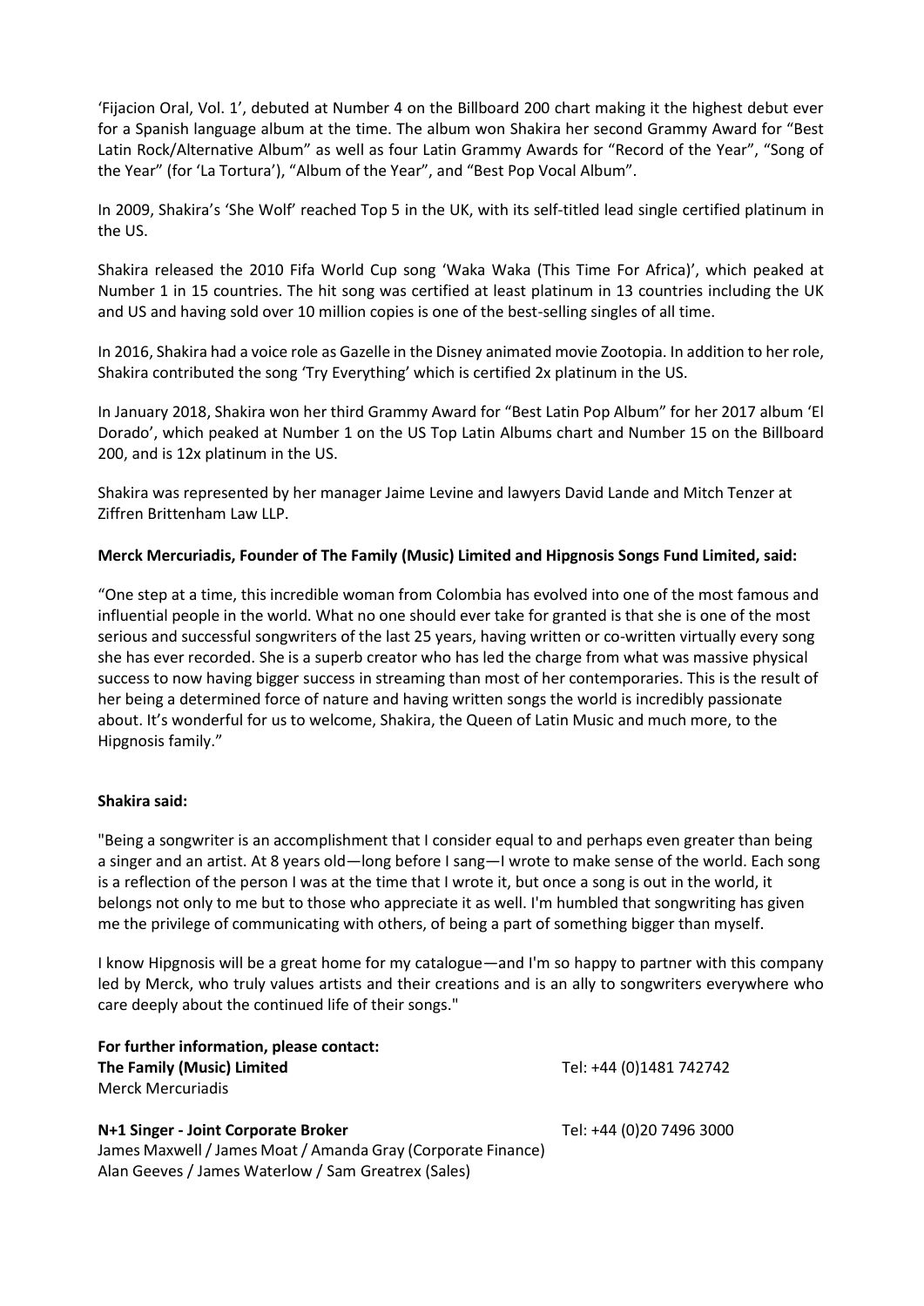'Fijacion Oral, Vol. 1', debuted at Number 4 on the Billboard 200 chart making it the highest debut ever for a Spanish language album at the time. The album won Shakira her second Grammy Award for "Best Latin Rock/Alternative Album" as well as four Latin Grammy Awards for "Record of the Year", "Song of the Year" (for 'La Tortura'), "Album of the Year", and "Best Pop Vocal Album".

In 2009, Shakira's 'She Wolf' reached Top 5 in the UK, with its self-titled lead single certified platinum in the US.

Shakira released the 2010 Fifa World Cup song 'Waka Waka (This Time For Africa)', which peaked at Number 1 in 15 countries. The hit song was certified at least platinum in 13 countries including the UK and US and having sold over 10 million copies is one of the best-selling singles of all time.

In 2016, Shakira had a voice role as Gazelle in the Disney animated movie Zootopia. In addition to her role, Shakira contributed the song 'Try Everything' which is certified 2x platinum in the US.

In January 2018, Shakira won her third Grammy Award for "Best Latin Pop Album" for her 2017 album 'El Dorado', which peaked at Number 1 on the US Top Latin Albums chart and Number 15 on the Billboard 200, and is 12x platinum in the US.

Shakira was represented by her manager Jaime Levine and lawyers David Lande and Mitch Tenzer at Ziffren Brittenham Law LLP.

**Merck Mercuriadis, Founder of The Family (Music) Limited and Hipgnosis Songs Fund Limited, said:**

"One step at a time, this incredible woman from Colombia has evolved into one of the most famous and influential people in the world. What no one should ever take for granted is that she is one of the most serious and successful songwriters of the last 25 years, having written or co-written virtually every song she has ever recorded. She is a superb creator who has led the charge from what was massive physical success to now having bigger success in streaming than most of her contemporaries. This is the result of her being a determined force of nature and having written songs the world is incredibly passionate about. It's wonderful for us to welcome, Shakira, the Queen of Latin Music and much more, to the Hipgnosis family."

**Shakira said:**

"Being a songwriter is an accomplishment that I consider equal to and perhaps even greater than being a singer and an artist. At 8 years old—long before I sang—I wrote to make sense of the world. Each song is a reflection of the person I was at the time that I wrote it, but once a song is out in the world, it belongs not only to me but to those who appreciate it as well. I'm humbled that songwriting has given me the privilege of communicating with others, of being a part of something bigger than myself.

I know Hipgnosis will be a great home for my catalogue—and I'm so happy to partner with this company led by Merck, who truly values artists and their creations and is an ally to songwriters everywhere who care deeply about the continued life of their songs."

**For further information, please contact:**

**The Family (Music) Limited** Tel: +44 (0)1481 742742
Merck Mercuriadis

**N+1 Singer - Joint Corporate Broker** Tel: +44 (0)20 7496 3000
James Maxwell / James Moat / Amanda Gray (Corporate Finance)
Alan Geeves / James Waterlow / Sam Greatrex (Sales)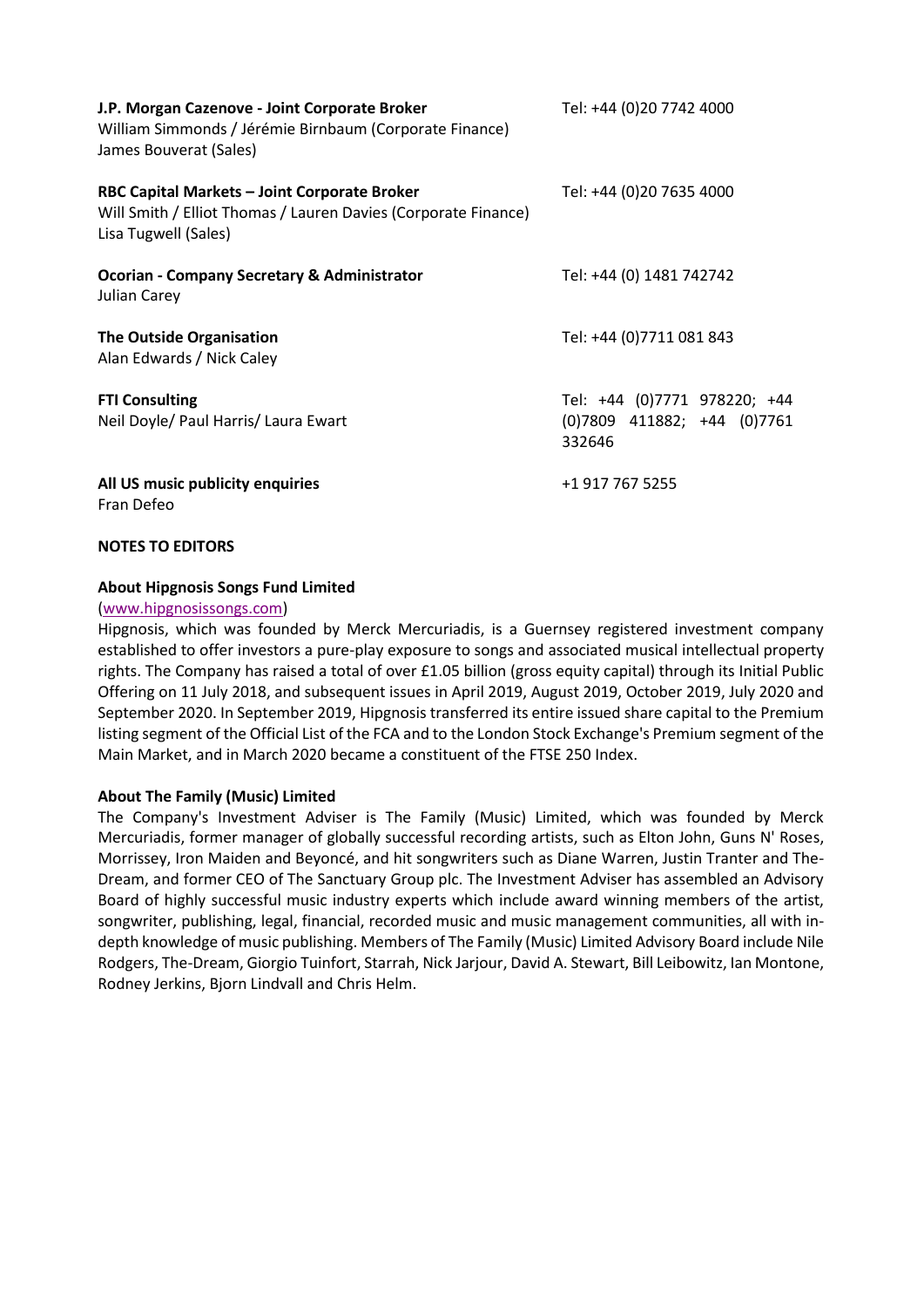**J.P. Morgan Cazenove - Joint Corporate Broker** Tel: +44 (0)20 7742 4000
William Simmonds / Jérémie Birnbaum (Corporate Finance)
James Bouverat (Sales)

**RBC Capital Markets – Joint Corporate Broker** Tel: +44 (0)20 7635 4000
Will Smith / Elliot Thomas / Lauren Davies (Corporate Finance)
Lisa Tugwell (Sales)

**Ocorian - Company Secretary & Administrator** Tel: +44 (0) 1481 742742
Julian Carey

**The Outside Organisation** Tel: +44 (0)7711 081 843
Alan Edwards / Nick Caley

**FTI Consulting** Tel: +44 (0)7771 978220; +44 (0)7809 411882; +44 (0)7761 332646
Neil Doyle/ Paul Harris/ Laura Ewart

**All US music publicity enquiries** +1 917 767 5255
Fran Defeo

**NOTES TO EDITORS**

**About Hipgnosis Songs Fund Limited**

(www.hipgnosissongs.com)

Hipgnosis, which was founded by Merck Mercuriadis, is a Guernsey registered investment company established to offer investors a pure-play exposure to songs and associated musical intellectual property rights. The Company has raised a total of over £1.05 billion (gross equity capital) through its Initial Public Offering on 11 July 2018, and subsequent issues in April 2019, August 2019, October 2019, July 2020 and September 2020. In September 2019, Hipgnosis transferred its entire issued share capital to the Premium listing segment of the Official List of the FCA and to the London Stock Exchange's Premium segment of the Main Market, and in March 2020 became a constituent of the FTSE 250 Index.

**About The Family (Music) Limited**

The Company's Investment Adviser is The Family (Music) Limited, which was founded by Merck Mercuriadis, former manager of globally successful recording artists, such as Elton John, Guns N' Roses, Morrissey, Iron Maiden and Beyoncé, and hit songwriters such as Diane Warren, Justin Tranter and The-Dream, and former CEO of The Sanctuary Group plc. The Investment Adviser has assembled an Advisory Board of highly successful music industry experts which include award winning members of the artist, songwriter, publishing, legal, financial, recorded music and music management communities, all with in-depth knowledge of music publishing. Members of The Family (Music) Limited Advisory Board include Nile Rodgers, The-Dream, Giorgio Tuinfort, Starrah, Nick Jarjour, David A. Stewart, Bill Leibowitz, Ian Montone, Rodney Jerkins, Bjorn Lindvall and Chris Helm.